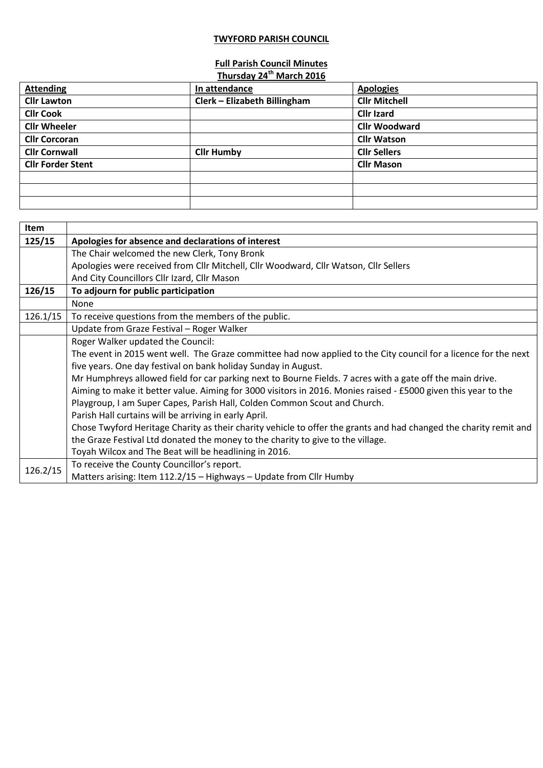**TWYFORD PARISH COUNCIL**

**Full Parish Council Minutes**
**Thursday 24th March 2016**

| Attending | In attendance | Apologies |
|---|---|---|
| Cllr Lawton | Clerk – Elizabeth Billingham | Cllr Mitchell |
| Cllr Cook | | Cllr Izard |
| Cllr Wheeler | | Cllr Woodward |
| Cllr Corcoran | | Cllr Watson |
| Cllr Cornwall | Cllr Humby | Cllr Sellers |
| Cllr Forder Stent | | Cllr Mason |
| | | |
| | | |
| | | |

| Item | |
|---|---|
| **125/15** | **Apologies for absence and declarations of interest** |
| | The Chair welcomed the new Clerk, Tony Bronk<br>Apologies were received from Cllr Mitchell, Cllr Woodward, Cllr Watson, Cllr Sellers<br>And City Councillors Cllr Izard, Cllr Mason |
| **126/15** | **To adjourn for public participation** |
| | None |
| 126.1/15 | To receive questions from the members of the public. |
| | Update from Graze Festival – Roger Walker |
| | Roger Walker updated the Council:<br>The event in 2015 went well. The Graze committee had now applied to the City council for a licence for the next five years. One day festival on bank holiday Sunday in August.<br>Mr Humphreys allowed field for car parking next to Bourne Fields. 7 acres with a gate off the main drive.<br>Aiming to make it better value. Aiming for 3000 visitors in 2016. Monies raised - £5000 given this year to the Playgroup, I am Super Capes, Parish Hall, Colden Common Scout and Church.<br>Parish Hall curtains will be arriving in early April.<br>Chose Twyford Heritage Charity as their charity vehicle to offer the grants and had changed the charity remit and the Graze Festival Ltd donated the money to the charity to give to the village.<br>Toyah Wilcox and The Beat will be headlining in 2016. |
| 126.2/15 | To receive the County Councillor's report.<br>Matters arising: Item 112.2/15 – Highways – Update from Cllr Humby |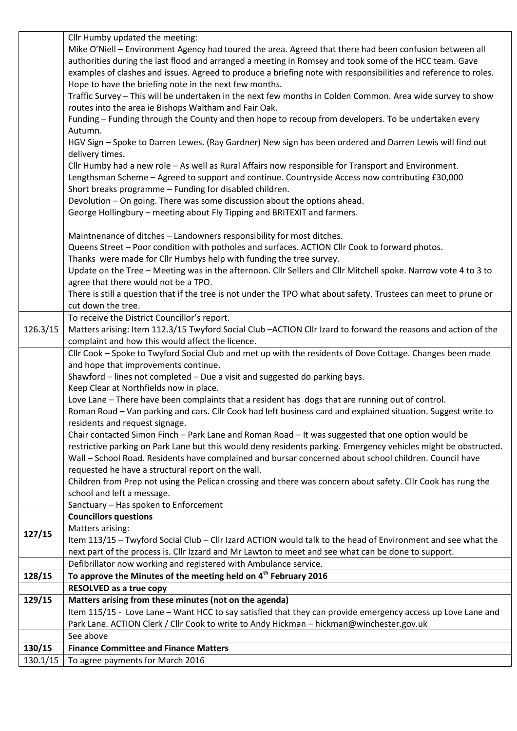| | |
|---|---|
| | Cllr Humby updated the meeting:<br>Mike O'Niell – Environment Agency had toured the area. Agreed that there had been confusion between all authorities during the last flood and arranged a meeting in Romsey and took some of the HCC team. Gave examples of clashes and issues. Agreed to produce a briefing note with responsibilities and reference to roles. Hope to have the briefing note in the next few months.<br>Traffic Survey – This will be undertaken in the next few months in Colden Common. Area wide survey to show routes into the area ie Bishops Waltham and Fair Oak.<br>Funding – Funding through the County and then hope to recoup from developers. To be undertaken every Autumn.<br>HGV Sign – Spoke to Darren Lewes. (Ray Gardner) New sign has been ordered and Darren Lewis will find out delivery times.<br>Cllr Humby had a new role – As well as Rural Affairs now responsible for Transport and Environment.<br>Lengthsman Scheme – Agreed to support and continue. Countryside Access now contributing £30,000<br>Short breaks programme – Funding for disabled children.<br>Devolution – On going. There was some discussion about the options ahead.<br>George Hollingbury – meeting about Fly Tipping and BRITEXIT and farmers.<br><br>Maintnenance of ditches – Landowners responsibility for most ditches.<br>Queens Street – Poor condition with potholes and surfaces. ACTION Cllr Cook to forward photos.<br>Thanks were made for Cllr Humbys help with funding the tree survey.<br>Update on the Tree – Meeting was in the afternoon. Cllr Sellers and Cllr Mitchell spoke. Narrow vote 4 to 3 to agree that there would not be a TPO.<br>There is still a question that if the tree is not under the TPO what about safety. Trustees can meet to prune or cut down the tree. |
| 126.3/15 | To receive the District Councillor's report.<br>Matters arising: Item 112.3/15 Twyford Social Club –ACTION Cllr Izard to forward the reasons and action of the complaint and how this would affect the licence. |
| | Cllr Cook – Spoke to Twyford Social Club and met up with the residents of Dove Cottage. Changes been made and hope that improvements continue.<br>Shawford – lines not completed – Due a visit and suggested do parking bays.<br>Keep Clear at Northfields now in place.<br>Love Lane – There have been complaints that a resident has dogs that are running out of control.<br>Roman Road – Van parking and cars. Cllr Cook had left business card and explained situation. Suggest write to residents and request signage.<br>Chair contacted Simon Finch – Park Lane and Roman Road – It was suggested that one option would be restrictive parking on Park Lane but this would deny residents parking. Emergency vehicles might be obstructed.<br>Wall – School Road. Residents have complained and bursar concerned about school children. Council have requested he have a structural report on the wall.<br>Children from Prep not using the Pelican crossing and there was concern about safety. Cllr Cook has rung the school and left a message.<br>Sanctuary – Has spoken to Enforcement |
| **127/15** | **Councillors questions**<br>Matters arising:<br>Item 113/15 – Twyford Social Club – Cllr Izard ACTION would talk to the head of Environment and see what the next part of the process is. Cllr Izzard and Mr Lawton to meet and see what can be done to support. |
| | Defibrillator now working and registered with Ambulance service. |
| **128/15** | **To approve the Minutes of the meeting held on 4th February 2016** |
| | **RESOLVED as a true copy** |
| **129/15** | **Matters arising from these minutes (not on the agenda)** |
| | Item 115/15 - Love Lane – Want HCC to say satisfied that they can provide emergency access up Love Lane and Park Lane. ACTION Clerk / Cllr Cook to write to Andy Hickman – hickman@winchester.gov.uk |
| | See above |
| **130/15** | **Finance Committee and Finance Matters** |
| 130.1/15 | To agree payments for March 2016 |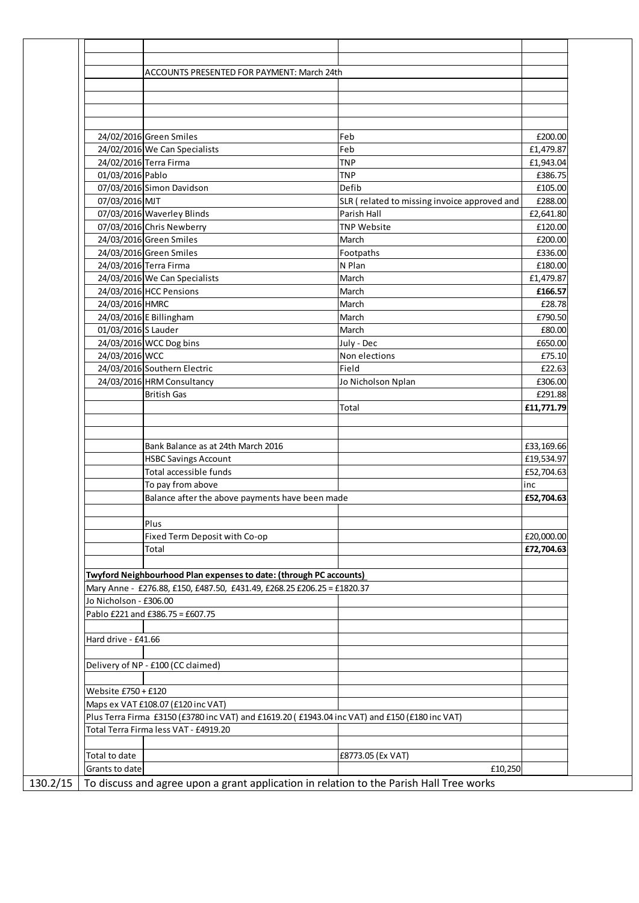ACCOUNTS PRESENTED FOR PAYMENT: March 24th

| Date | Payee | Description | Amount |
|---|---|---|---|
| 24/02/2016 | Green Smiles | Feb | £200.00 |
| 24/02/2016 | We Can Specialists | Feb | £1,479.87 |
| 24/02/2016 | Terra Firma | TNP | £1,943.04 |
| 01/03/2016 | Pablo | TNP | £386.75 |
| 07/03/2016 | Simon Davidson | Defib | £105.00 |
| 07/03/2016 | MJT | SLR ( related to missing invoice approved and | £288.00 |
| 07/03/2016 | Waverley Blinds | Parish Hall | £2,641.80 |
| 07/03/2016 | Chris Newberry | TNP Website | £120.00 |
| 24/03/2016 | Green Smiles | March | £200.00 |
| 24/03/2016 | Green Smiles | Footpaths | £336.00 |
| 24/03/2016 | Terra Firma | N Plan | £180.00 |
| 24/03/2016 | We Can Specialists | March | £1,479.87 |
| 24/03/2016 | HCC Pensions | March | **£166.57** |
| 24/03/2016 | HMRC | March | £28.78 |
| 24/03/2016 | E Billingham | March | £790.50 |
| 01/03/2016 | S Lauder | March | £80.00 |
| 24/03/2016 | WCC Dog bins | July - Dec | £650.00 |
| 24/03/2016 | WCC | Non elections | £75.10 |
| 24/03/2016 | Southern Electric | Field | £22.63 |
| 24/03/2016 | HRM Consultancy | Jo Nicholson Nplan | £306.00 |
| | British Gas | | £291.88 |
| | | Total | **£11,771.79** |

| | Amount |
|---|---|
| Bank Balance as at 24th March 2016 | £33,169.66 |
| HSBC Savings Account | £19,534.97 |
| Total accessible funds | £52,704.63 |
| To pay from above | inc |
| Balance after the above payments have been made | **£52,704.63** |
| Plus | |
| Fixed Term Deposit with Co-op | £20,000.00 |
| Total | **£72,704.63** |

**Twyford Neighbourhood Plan expenses to date: (through PC accounts)**

Mary Anne - £276.88, £150, £487.50, £431.49, £268.25 £206.25 = £1820.37

Jo Nicholson - £306.00

Pablo £221 and £386.75 = £607.75

Hard drive - £41.66

Delivery of NP - £100 (CC claimed)

Website £750 + £120

Maps ex VAT £108.07 (£120 inc VAT)

Plus Terra Firma £3150 (£3780 inc VAT) and £1619.20 ( £1943.04 inc VAT) and £150 (£180 inc VAT)

Total Terra Firma less VAT - £4919.20

| | |
|---|---|
| Total to date | £8773.05 (Ex VAT) |
| Grants to date | £10,250 |

130.2/15 To discuss and agree upon a grant application in relation to the Parish Hall Tree works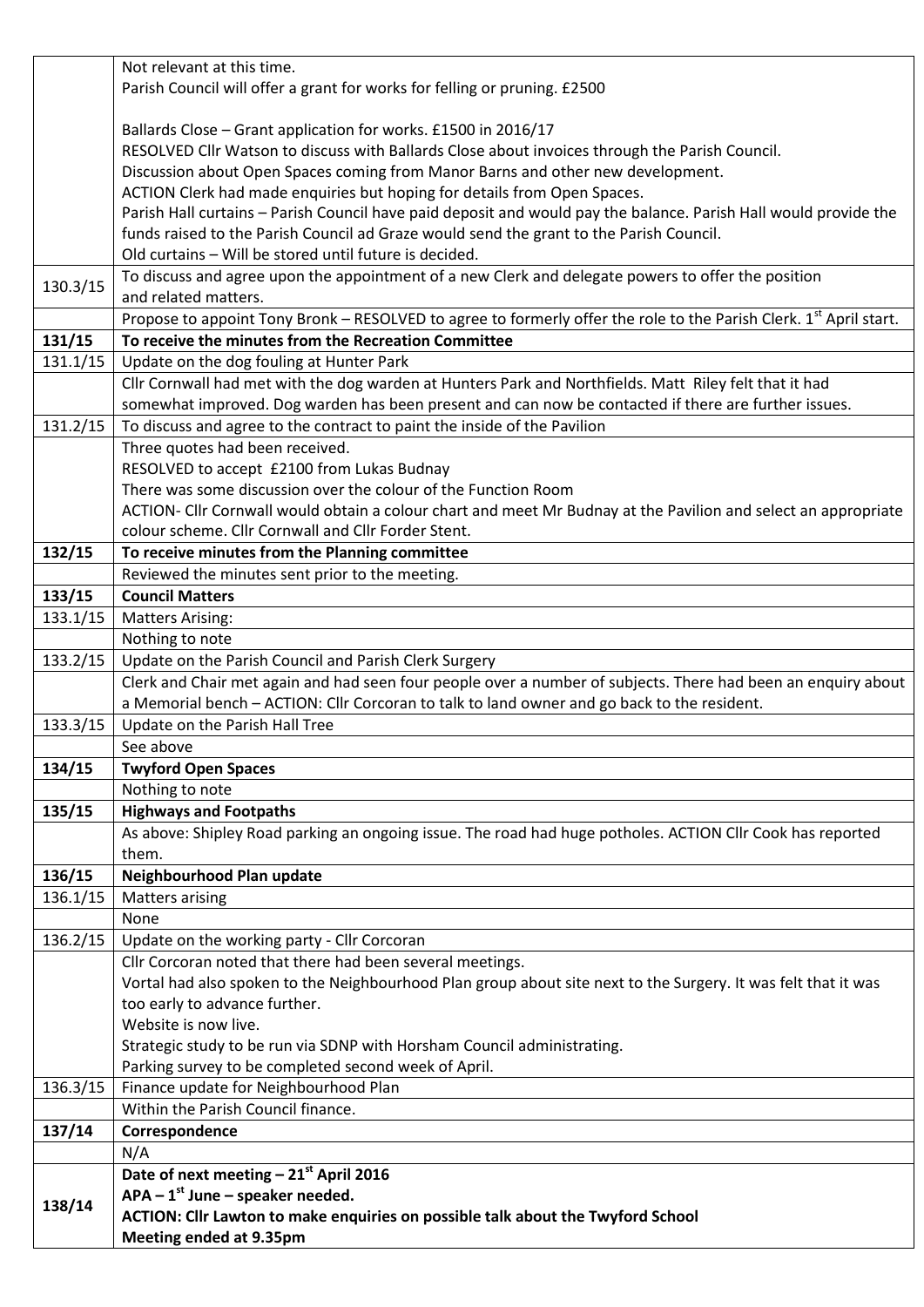| | |
|---|---|
| | Not relevant at this time.<br>Parish Council will offer a grant for works for felling or pruning. £2500<br><br>Ballards Close – Grant application for works. £1500 in 2016/17<br>RESOLVED Cllr Watson to discuss with Ballards Close about invoices through the Parish Council.<br>Discussion about Open Spaces coming from Manor Barns and other new development.<br>ACTION Clerk had made enquiries but hoping for details from Open Spaces.<br>Parish Hall curtains – Parish Council have paid deposit and would pay the balance. Parish Hall would provide the funds raised to the Parish Council ad Graze would send the grant to the Parish Council.<br>Old curtains – Will be stored until future is decided. |
| 130.3/15 | To discuss and agree upon the appointment of a new Clerk and delegate powers to offer the position and related matters. |
| | Propose to appoint Tony Bronk – RESOLVED to agree to formerly offer the role to the Parish Clerk. 1st April start. |
| **131/15** | **To receive the minutes from the Recreation Committee** |
| 131.1/15 | Update on the dog fouling at Hunter Park |
| | Cllr Cornwall had met with the dog warden at Hunters Park and Northfields. Matt Riley felt that it had somewhat improved. Dog warden has been present and can now be contacted if there are further issues. |
| 131.2/15 | To discuss and agree to the contract to paint the inside of the Pavilion |
| | Three quotes had been received.<br>RESOLVED to accept £2100 from Lukas Budnay<br>There was some discussion over the colour of the Function Room<br>ACTION- Cllr Cornwall would obtain a colour chart and meet Mr Budnay at the Pavilion and select an appropriate colour scheme. Cllr Cornwall and Cllr Forder Stent. |
| **132/15** | **To receive minutes from the Planning committee** |
| | Reviewed the minutes sent prior to the meeting. |
| **133/15** | **Council Matters** |
| 133.1/15 | Matters Arising: |
| | Nothing to note |
| 133.2/15 | Update on the Parish Council and Parish Clerk Surgery |
| | Clerk and Chair met again and had seen four people over a number of subjects. There had been an enquiry about a Memorial bench – ACTION: Cllr Corcoran to talk to land owner and go back to the resident. |
| 133.3/15 | Update on the Parish Hall Tree |
| | See above |
| **134/15** | **Twyford Open Spaces** |
| | Nothing to note |
| **135/15** | **Highways and Footpaths** |
| | As above: Shipley Road parking an ongoing issue. The road had huge potholes. ACTION Cllr Cook has reported them. |
| **136/15** | **Neighbourhood Plan update** |
| 136.1/15 | Matters arising |
| | None |
| 136.2/15 | Update on the working party - Cllr Corcoran |
| | Cllr Corcoran noted that there had been several meetings.<br>Vortal had also spoken to the Neighbourhood Plan group about site next to the Surgery. It was felt that it was too early to advance further.<br>Website is now live.<br>Strategic study to be run via SDNP with Horsham Council administrating.<br>Parking survey to be completed second week of April. |
| 136.3/15 | Finance update for Neighbourhood Plan |
| | Within the Parish Council finance. |
| **137/14** | **Correspondence** |
| | N/A |
| **138/14** | **Date of next meeting – 21st April 2016**<br>**APA – 1st June – speaker needed.**<br>**ACTION: Cllr Lawton to make enquiries on possible talk about the Twyford School**<br>**Meeting ended at 9.35pm** |